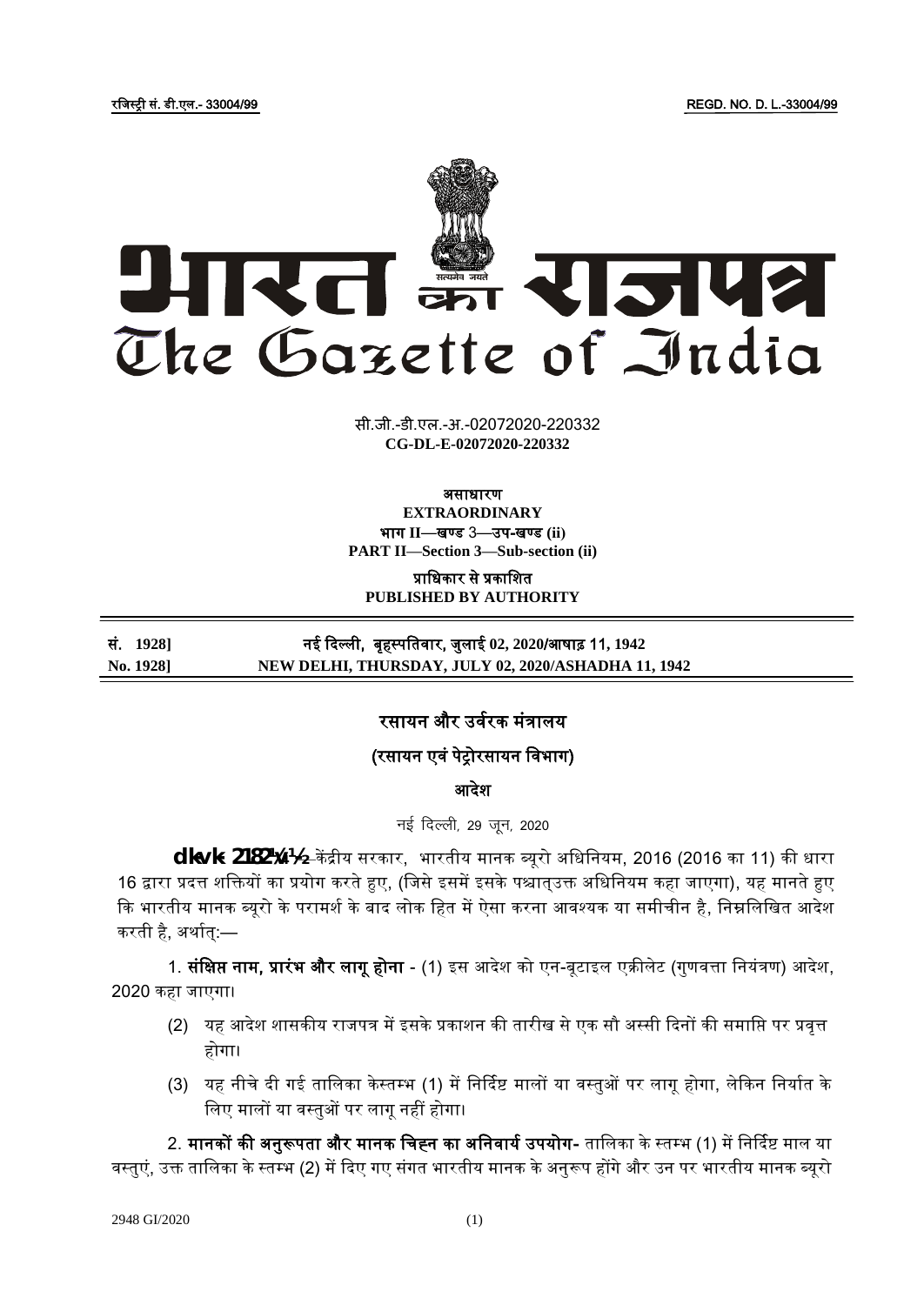रजिस्ट्री सं. डी.एल.- 33004/99 REGD. NO. D. L.-33004/99

# भारत का राजपत्र
# The Gazette of India

सी.जी.-डी.एल.-अ.-02072020-220332
**CG-DL-E-02072020-220332**

**असाधारण**
**EXTRAORDINARY**
**भाग II—खण्ड 3—उप-खण्ड (ii)**
**PART II—Section 3—Sub-section (ii)**

**प्राधिकार से प्रकाशित**
**PUBLISHED BY AUTHORITY**

| **सं. 1928]** | **नई दिल्ली, बृहस्पतिवार, जुलाई 02, 2020/आषाढ़ 11, 1942** |
|---|---|
| **No. 1928]** | **NEW DELHI, THURSDAY, JULY 02, 2020/ASHADHA 11, 1942** |

## रसायन और उर्वरक मंत्रालय

## (रसायन एवं पेट्रोरसायन विभाग)

## आदेश

नई दिल्ली, 29 जून, 2020

**dkvk 2182¼v½**—केंद्रीय सरकार, भारतीय मानक ब्यूरो अधिनियम, 2016 (2016 का 11) की धारा 16 द्वारा प्रदत्त शक्तियों का प्रयोग करते हुए, (जिसे इसमें इसके पश्चात्उक्त अधिनियम कहा जाएगा), यह मानते हुए कि भारतीय मानक ब्यूरो के परामर्श के बाद लोक हित में ऐसा करना आवश्यक या समीचीन है, निम्नलिखित आदेश करती है, अर्थात्:—

1. **संक्षिप्त नाम, प्रारंभ और लागू होना** - (1) इस आदेश को एन-बूटाइल एक्रीलेट (गुणवत्ता नियंत्रण) आदेश, 2020 कहा जाएगा।

(2) यह आदेश शासकीय राजपत्र में इसके प्रकाशन की तारीख से एक सौ अस्सी दिनों की समाप्ति पर प्रवृत्त होगा।

(3) यह नीचे दी गई तालिका केस्तम्भ (1) में निर्दिष्ट मालों या वस्तुओं पर लागू होगा, लेकिन निर्यात के लिए मालों या वस्तुओं पर लागू नहीं होगा।

2. **मानकों की अनुरूपता और मानक चिह्न का अनिवार्य उपयोग-** तालिका के स्तम्भ (1) में निर्दिष्ट माल या वस्तुएं, उक्त तालिका के स्तम्भ (2) में दिए गए संगत भारतीय मानक के अनुरूप होंगे और उन पर भारतीय मानक ब्यूरो

2948 GI/2020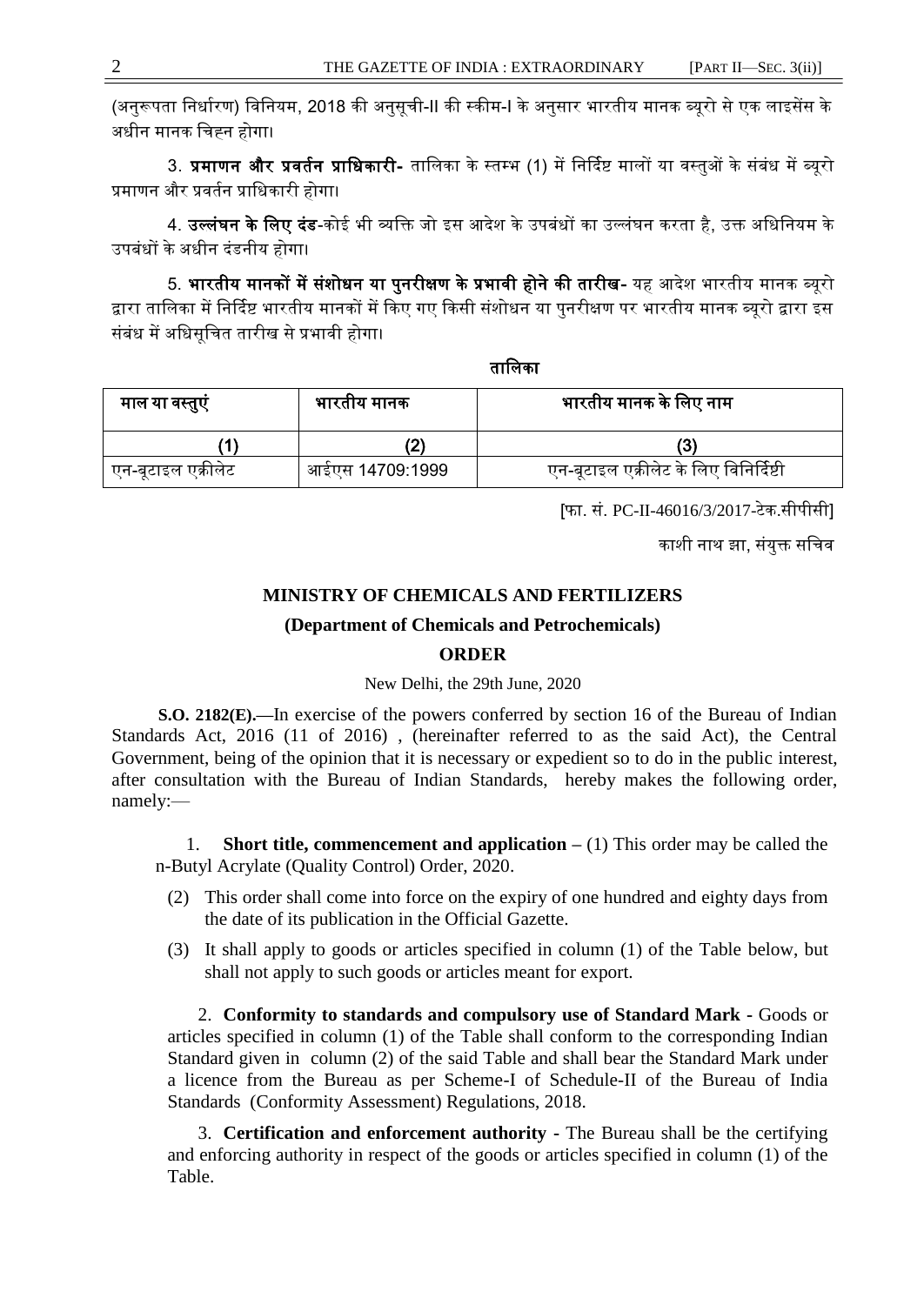(अनुरूपता निर्धारण) विनियम, 2018 की अनुसूची-II की स्कीम-I के अनुसार भारतीय मानक ब्यूरो से एक लाइसेंस के अधीन मानक चिह्न होगा।

3. **प्रमाणन और प्रवर्तन प्राधिकारी-** तालिका के स्तम्भ (1) में निर्दिष्ट मालों या वस्तुओं के संबंध में ब्यूरो प्रमाणन और प्रवर्तन प्राधिकारी होगा।

4. **उल्लंघन के लिए दंड**-कोई भी व्यक्ति जो इस आदेश के उपबंधों का उल्लंघन करता है, उक्त अधिनियम के उपबंधों के अधीन दंडनीय होगा।

5. **भारतीय मानकों में संशोधन या पुनरीक्षण के प्रभावी होने की तारीख-** यह आदेश भारतीय मानक ब्यूरो द्वारा तालिका में निर्दिष्ट भारतीय मानकों में किए गए किसी संशोधन या पुनरीक्षण पर भारतीय मानक ब्यूरो द्वारा इस संबंध में अधिसूचित तारीख से प्रभावी होगा।

**तालिका**

| माल या वस्तुएं | भारतीय मानक | भारतीय मानक के लिए नाम |
|---|---|---|
| (1) | (2) | (3) |
| एन-बूटाइल एक्रीलेट | आईएस 14709:1999 | एन-बूटाइल एक्रीलेट के लिए विनिर्दिष्टी |

[फा. सं. PC-II-46016/3/2017-टेक.सीपीसी]

काशी नाथ झा, संयुक्त सचिव

## MINISTRY OF CHEMICALS AND FERTILIZERS

### (Department of Chemicals and Petrochemicals)

### ORDER

New Delhi, the 29th June, 2020

**S.O. 2182(E).**—In exercise of the powers conferred by section 16 of the Bureau of Indian Standards Act, 2016 (11 of 2016) , (hereinafter referred to as the said Act), the Central Government, being of the opinion that it is necessary or expedient so to do in the public interest, after consultation with the Bureau of Indian Standards, hereby makes the following order, namely:—

1. **Short title, commencement and application –** (1) This order may be called the n-Butyl Acrylate (Quality Control) Order, 2020.

(2) This order shall come into force on the expiry of one hundred and eighty days from the date of its publication in the Official Gazette.

(3) It shall apply to goods or articles specified in column (1) of the Table below, but shall not apply to such goods or articles meant for export.

2. **Conformity to standards and compulsory use of Standard Mark -** Goods or articles specified in column (1) of the Table shall conform to the corresponding Indian Standard given in column (2) of the said Table and shall bear the Standard Mark under a licence from the Bureau as per Scheme-I of Schedule-II of the Bureau of India Standards (Conformity Assessment) Regulations, 2018.

3. **Certification and enforcement authority -** The Bureau shall be the certifying and enforcing authority in respect of the goods or articles specified in column (1) of the Table.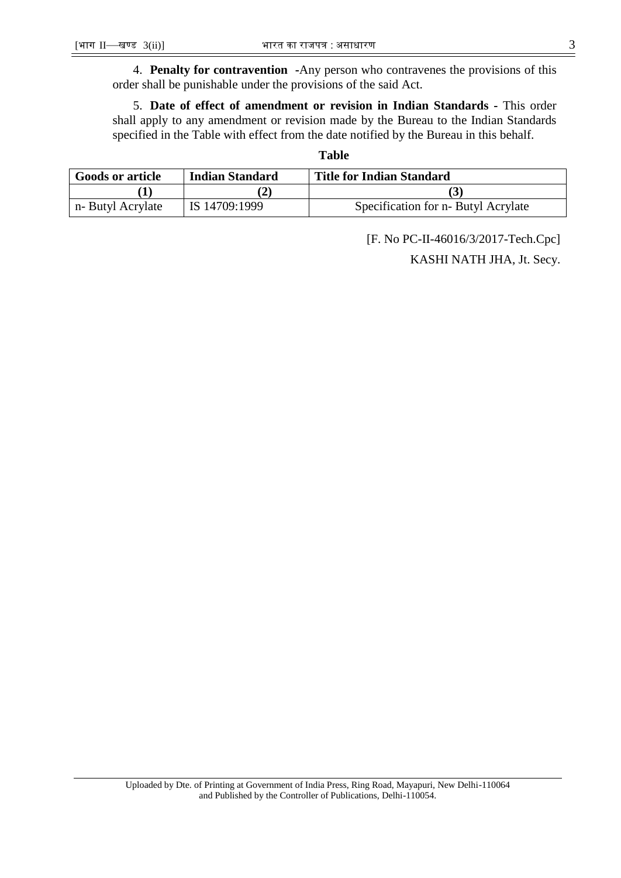4. **Penalty for contravention** -Any person who contravenes the provisions of this order shall be punishable under the provisions of the said Act.

5. **Date of effect of amendment or revision in Indian Standards -** This order shall apply to any amendment or revision made by the Bureau to the Indian Standards specified in the Table with effect from the date notified by the Bureau in this behalf.

**Table**

| Goods or article | Indian Standard | Title for Indian Standard |
|---|---|---|
| (1) | (2) | (3) |
| n- Butyl Acrylate | IS 14709:1999 | Specification for n- Butyl Acrylate |

[F. No PC-II-46016/3/2017-Tech.Cpc]

KASHI NATH JHA, Jt. Secy.

Uploaded by Dte. of Printing at Government of India Press, Ring Road, Mayapuri, New Delhi-110064 and Published by the Controller of Publications, Delhi-110054.